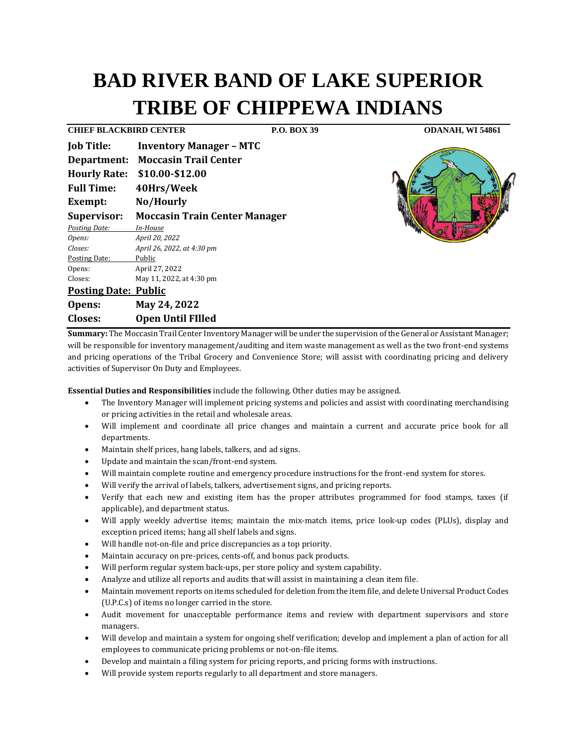# BAD RIVER BAND OF LAKE SUPERIOR TRIBE OF CHIPPEWA INDIANS

**CHIEF BLACKBIRD CENTER** **P.O. BOX 39** **ODANAH, WI 54861**

| | |
|---|---|
| **Job Title:** | **Inventory Manager – MTC** |
| **Department:** | **Moccasin Trail Center** |
| **Hourly Rate:** | **$10.00-$12.00** |
| **Full Time:** | **40Hrs/Week** |
| **Exempt:** | **No/Hourly** |
| **Supervisor:** | **Moccasin Train Center Manager** |
| *Posting Date:* | *In-House* |
| *Opens:* | *April 20, 2022* |
| *Closes:* | *April 26, 2022, at 4:30 pm* |
| Posting Date: | Public |
| Opens: | April 27, 2022 |
| Closes: | May 11, 2022, at 4:30 pm |
| **Posting Date:** | **Public** |
| **Opens:** | **May 24, 2022** |
| **Closes:** | **Open Until FIlled** |

**Summary:** The Moccasin Trail Center Inventory Manager will be under the supervision of the General or Assistant Manager; will be responsible for inventory management/auditing and item waste management as well as the two front-end systems and pricing operations of the Tribal Grocery and Convenience Store; will assist with coordinating pricing and delivery activities of Supervisor On Duty and Employees.

**Essential Duties and Responsibilities** include the following. Other duties may be assigned.

- The Inventory Manager will implement pricing systems and policies and assist with coordinating merchandising or pricing activities in the retail and wholesale areas.
- Will implement and coordinate all price changes and maintain a current and accurate price book for all departments.
- Maintain shelf prices, hang labels, talkers, and ad signs.
- Update and maintain the scan/front-end system.
- Will maintain complete routine and emergency procedure instructions for the front-end system for stores.
- Will verify the arrival of labels, talkers, advertisement signs, and pricing reports.
- Verify that each new and existing item has the proper attributes programmed for food stamps, taxes (if applicable), and department status.
- Will apply weekly advertise items; maintain the mix-match items, price look-up codes (PLUs), display and exception priced items; hang all shelf labels and signs.
- Will handle not-on-file and price discrepancies as a top priority.
- Maintain accuracy on pre-prices, cents-off, and bonus pack products.
- Will perform regular system back-ups, per store policy and system capability.
- Analyze and utilize all reports and audits that will assist in maintaining a clean item file.
- Maintain movement reports on items scheduled for deletion from the item file, and delete Universal Product Codes (U.P.C.s) of items no longer carried in the store.
- Audit movement for unacceptable performance items and review with department supervisors and store managers.
- Will develop and maintain a system for ongoing shelf verification; develop and implement a plan of action for all employees to communicate pricing problems or not-on-file items.
- Develop and maintain a filing system for pricing reports, and pricing forms with instructions.
- Will provide system reports regularly to all department and store managers.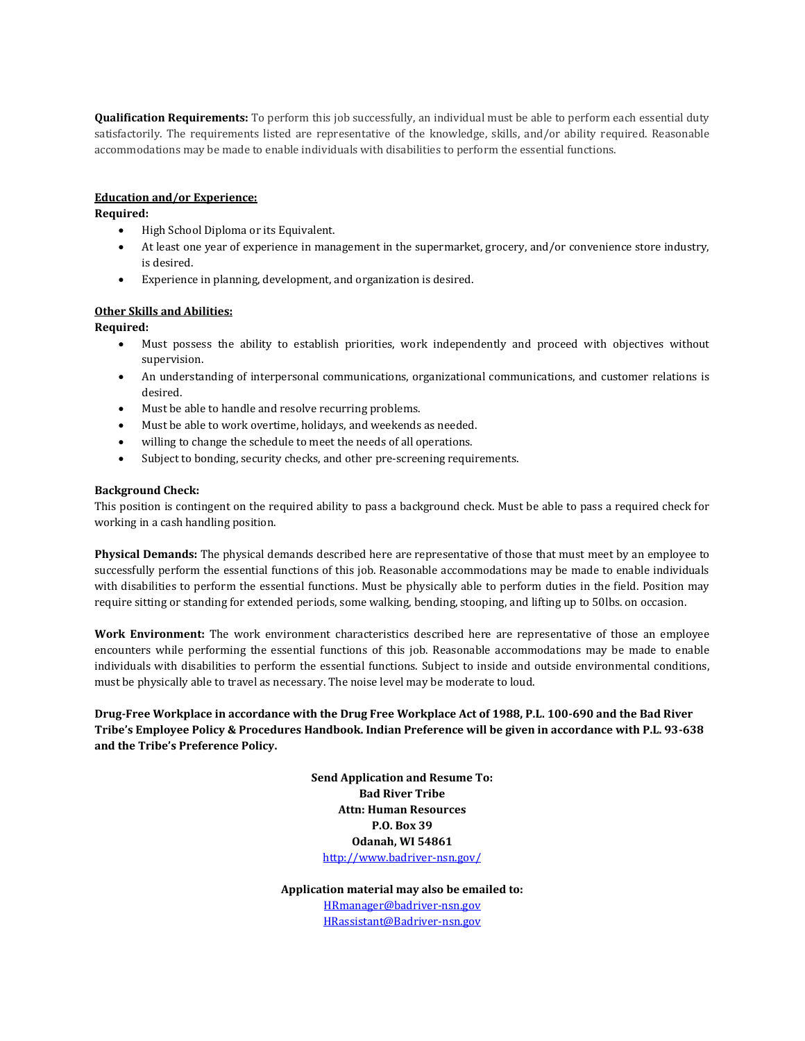**Qualification Requirements:** To perform this job successfully, an individual must be able to perform each essential duty satisfactorily. The requirements listed are representative of the knowledge, skills, and/or ability required. Reasonable accommodations may be made to enable individuals with disabilities to perform the essential functions.

**Education and/or Experience:**

**Required:**

- High School Diploma or its Equivalent.
- At least one year of experience in management in the supermarket, grocery, and/or convenience store industry, is desired.
- Experience in planning, development, and organization is desired.

**Other Skills and Abilities:**

**Required:**

- Must possess the ability to establish priorities, work independently and proceed with objectives without supervision.
- An understanding of interpersonal communications, organizational communications, and customer relations is desired.
- Must be able to handle and resolve recurring problems.
- Must be able to work overtime, holidays, and weekends as needed.
- willing to change the schedule to meet the needs of all operations.
- Subject to bonding, security checks, and other pre-screening requirements.

**Background Check:**
This position is contingent on the required ability to pass a background check. Must be able to pass a required check for working in a cash handling position.

**Physical Demands:** The physical demands described here are representative of those that must meet by an employee to successfully perform the essential functions of this job. Reasonable accommodations may be made to enable individuals with disabilities to perform the essential functions. Must be physically able to perform duties in the field. Position may require sitting or standing for extended periods, some walking, bending, stooping, and lifting up to 50lbs. on occasion.

**Work Environment:** The work environment characteristics described here are representative of those an employee encounters while performing the essential functions of this job. Reasonable accommodations may be made to enable individuals with disabilities to perform the essential functions. Subject to inside and outside environmental conditions, must be physically able to travel as necessary. The noise level may be moderate to loud.

**Drug-Free Workplace in accordance with the Drug Free Workplace Act of 1988, P.L. 100-690 and the Bad River Tribe's Employee Policy & Procedures Handbook. Indian Preference will be given in accordance with P.L. 93-638 and the Tribe's Preference Policy.**

**Send Application and Resume To:**
**Bad River Tribe**
**Attn: Human Resources**
**P.O. Box 39**
**Odanah, WI 54861**
http://www.badriver-nsn.gov/

**Application material may also be emailed to:**
HRmanager@badriver-nsn.gov
HRassistant@Badriver-nsn.gov